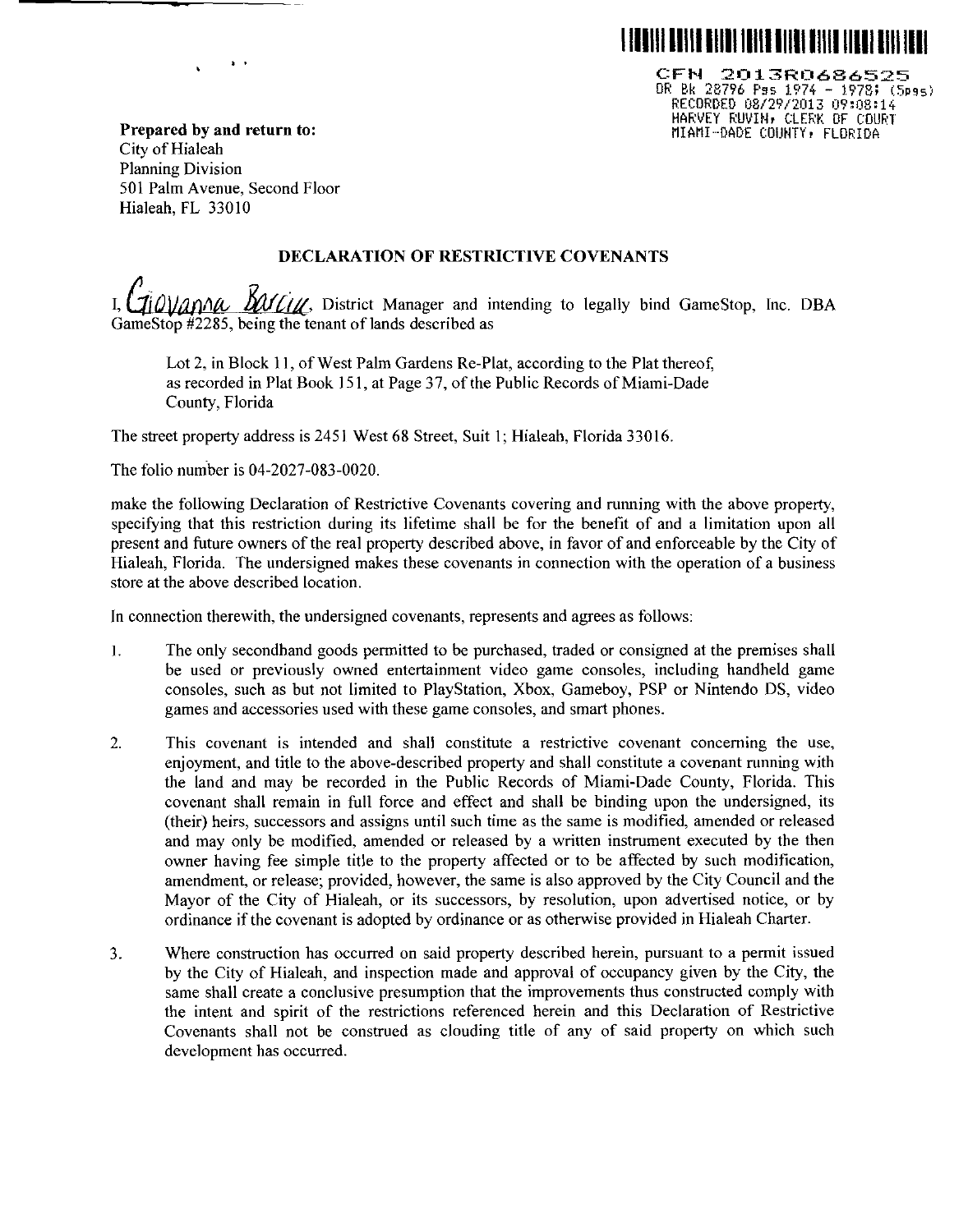CFN 2013R0686525
OR Bk 28796 Pgs 1974 - 1978; (5pgs)
RECORDED 08/29/2013 09:08:14
HARVEY RUVIN, CLERK OF COURT
MIAMI-DADE COUNTY, FLORIDA

**Prepared by and return to:**
City of Hialeah
Planning Division
501 Palm Avenue, Second Floor
Hialeah, FL 33010

## DECLARATION OF RESTRICTIVE COVENANTS

I, Giovanna Barcia, District Manager and intending to legally bind GameStop, Inc. DBA GameStop #2285, being the tenant of lands described as

> Lot 2, in Block 11, of West Palm Gardens Re-Plat, according to the Plat thereof, as recorded in Plat Book 151, at Page 37, of the Public Records of Miami-Dade County, Florida

The street property address is 2451 West 68 Street, Suit 1; Hialeah, Florida 33016.

The folio number is 04-2027-083-0020.

make the following Declaration of Restrictive Covenants covering and running with the above property, specifying that this restriction during its lifetime shall be for the benefit of and a limitation upon all present and future owners of the real property described above, in favor of and enforceable by the City of Hialeah, Florida. The undersigned makes these covenants in connection with the operation of a business store at the above described location.

In connection therewith, the undersigned covenants, represents and agrees as follows:

1. The only secondhand goods permitted to be purchased, traded or consigned at the premises shall be used or previously owned entertainment video game consoles, including handheld game consoles, such as but not limited to PlayStation, Xbox, Gameboy, PSP or Nintendo DS, video games and accessories used with these game consoles, and smart phones.

2. This covenant is intended and shall constitute a restrictive covenant concerning the use, enjoyment, and title to the above-described property and shall constitute a covenant running with the land and may be recorded in the Public Records of Miami-Dade County, Florida. This covenant shall remain in full force and effect and shall be binding upon the undersigned, its (their) heirs, successors and assigns until such time as the same is modified, amended or released and may only be modified, amended or released by a written instrument executed by the then owner having fee simple title to the property affected or to be affected by such modification, amendment, or release; provided, however, the same is also approved by the City Council and the Mayor of the City of Hialeah, or its successors, by resolution, upon advertised notice, or by ordinance if the covenant is adopted by ordinance or as otherwise provided in Hialeah Charter.

3. Where construction has occurred on said property described herein, pursuant to a permit issued by the City of Hialeah, and inspection made and approval of occupancy given by the City, the same shall create a conclusive presumption that the improvements thus constructed comply with the intent and spirit of the restrictions referenced herein and this Declaration of Restrictive Covenants shall not be construed as clouding title of any of said property on which such development has occurred.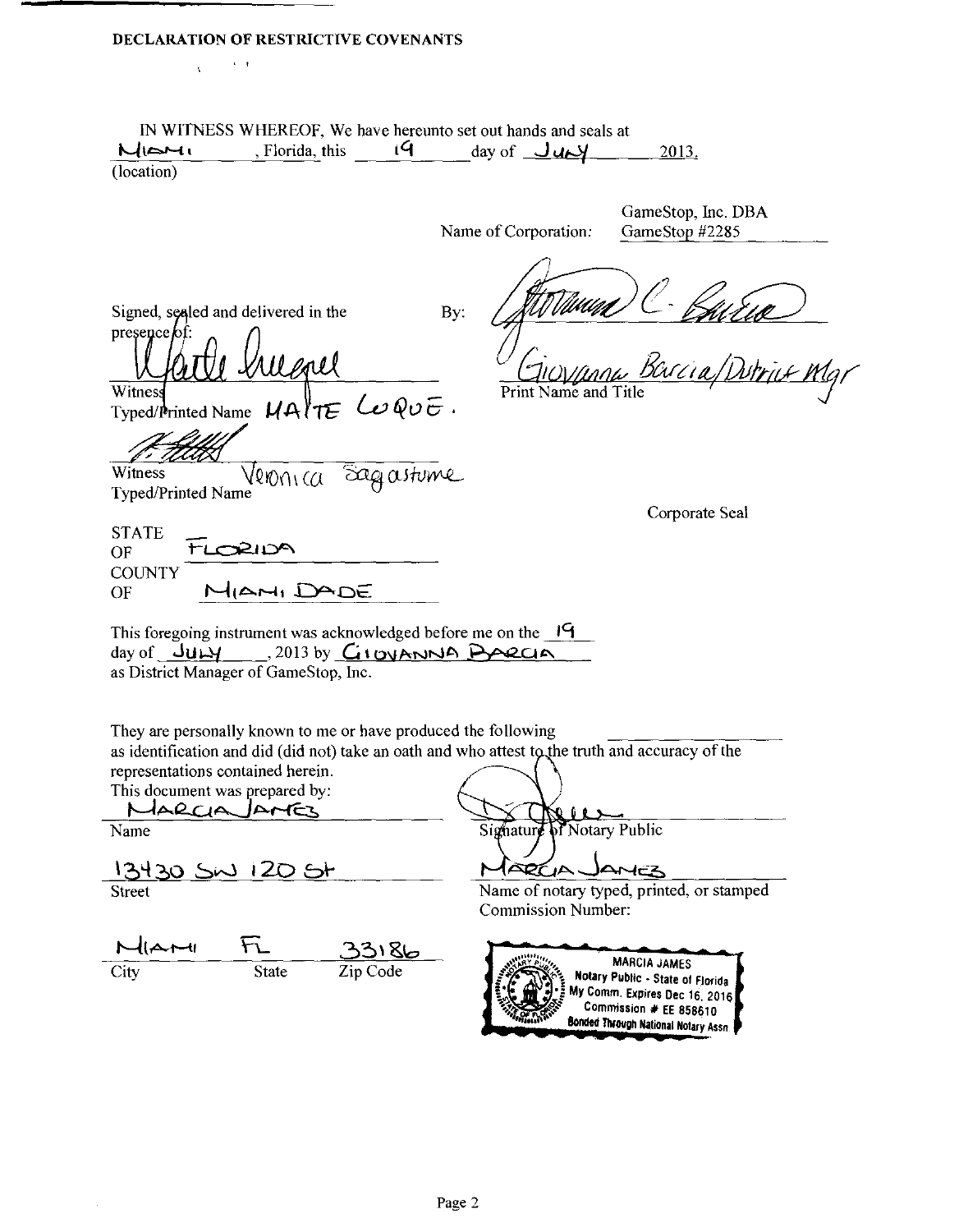**DECLARATION OF RESTRICTIVE COVENANTS**

IN WITNESS WHEREOF, We have hereunto set out hands and seals at Miami, Florida, this 19 day of July 2013.
(location)

Name of Corporation: GameStop, Inc. DBA GameStop #2285

Signed, sealed and delivered in the presence of:

Witness
Typed/Printed Name MAITE LOQUE.

Witness
Typed/Printed Name Veronica Sagastume

By:

Giovanna Barcia/District Mgr
Print Name and Title

Corporate Seal

STATE OF FLORIDA
COUNTY OF MIAMI DADE

This foregoing instrument was acknowledged before me on the 19 day of JULY, 2013 by GIOVANNA BARCIA as District Manager of GameStop, Inc.

They are personally known to me or have produced the following ______________ as identification and did (did not) take an oath and who attest to the truth and accuracy of the representations contained herein.

This document was prepared by:
MARCIA JAMES
Name

13430 SW 120 St
Street

MIAMI FL 33186
City State Zip Code

Signature of Notary Public

MARCIA JAMES
Name of notary typed, printed, or stamped
Commission Number:

MARCIA JAMES
Notary Public - State of Florida
My Comm. Expires Dec 16, 2016
Commission # EE 858610
Bonded Through National Notary Assn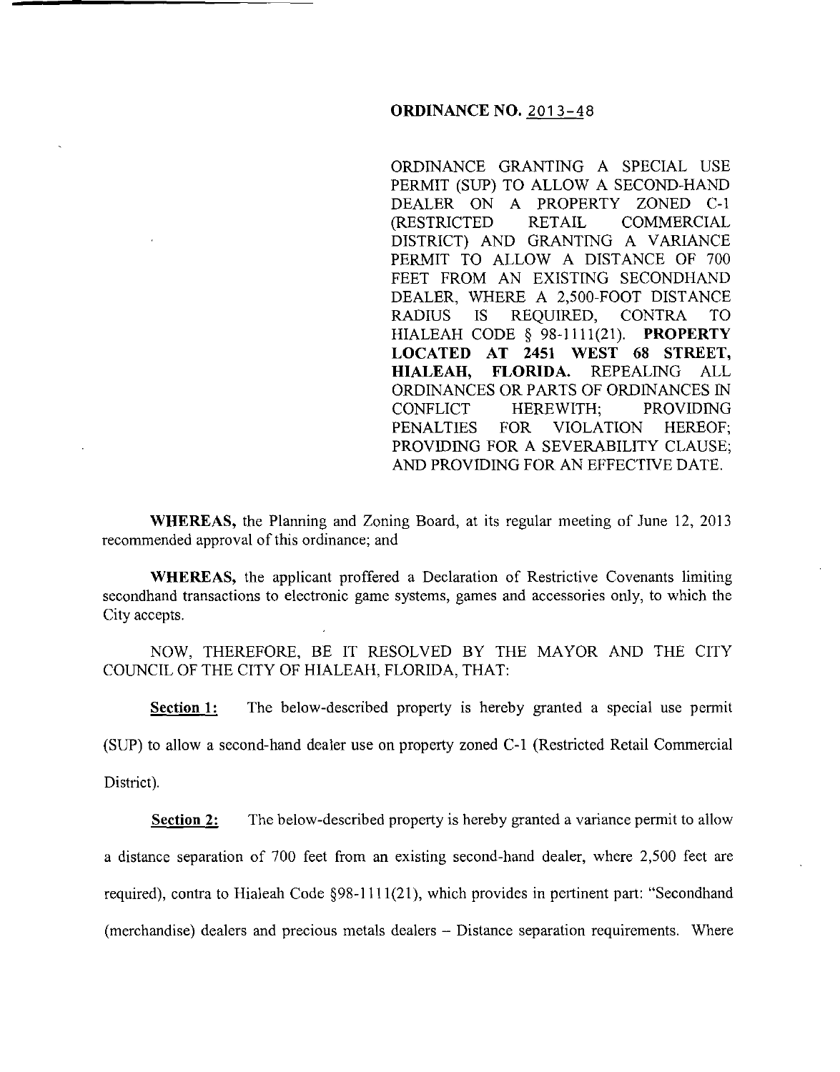**ORDINANCE NO.** 2013-48

ORDINANCE GRANTING A SPECIAL USE PERMIT (SUP) TO ALLOW A SECOND-HAND DEALER ON A PROPERTY ZONED C-1 (RESTRICTED RETAIL COMMERCIAL DISTRICT) AND GRANTING A VARIANCE PERMIT TO ALLOW A DISTANCE OF 700 FEET FROM AN EXISTING SECONDHAND DEALER, WHERE A 2,500-FOOT DISTANCE RADIUS IS REQUIRED, CONTRA TO HIALEAH CODE § 98-1111(21). **PROPERTY LOCATED AT 2451 WEST 68 STREET, HIALEAH, FLORIDA.** REPEALING ALL ORDINANCES OR PARTS OF ORDINANCES IN CONFLICT HEREWITH; PROVIDING PENALTIES FOR VIOLATION HEREOF; PROVIDING FOR A SEVERABILITY CLAUSE; AND PROVIDING FOR AN EFFECTIVE DATE.

**WHEREAS,** the Planning and Zoning Board, at its regular meeting of June 12, 2013 recommended approval of this ordinance; and

**WHEREAS,** the applicant proffered a Declaration of Restrictive Covenants limiting secondhand transactions to electronic game systems, games and accessories only, to which the City accepts.

NOW, THEREFORE, BE IT RESOLVED BY THE MAYOR AND THE CITY COUNCIL OF THE CITY OF HIALEAH, FLORIDA, THAT:

**Section 1:** The below-described property is hereby granted a special use permit (SUP) to allow a second-hand dealer use on property zoned C-1 (Restricted Retail Commercial District).

**Section 2:** The below-described property is hereby granted a variance permit to allow a distance separation of 700 feet from an existing second-hand dealer, where 2,500 feet are required), contra to Hialeah Code §98-1111(21), which provides in pertinent part: "Secondhand (merchandise) dealers and precious metals dealers – Distance separation requirements. Where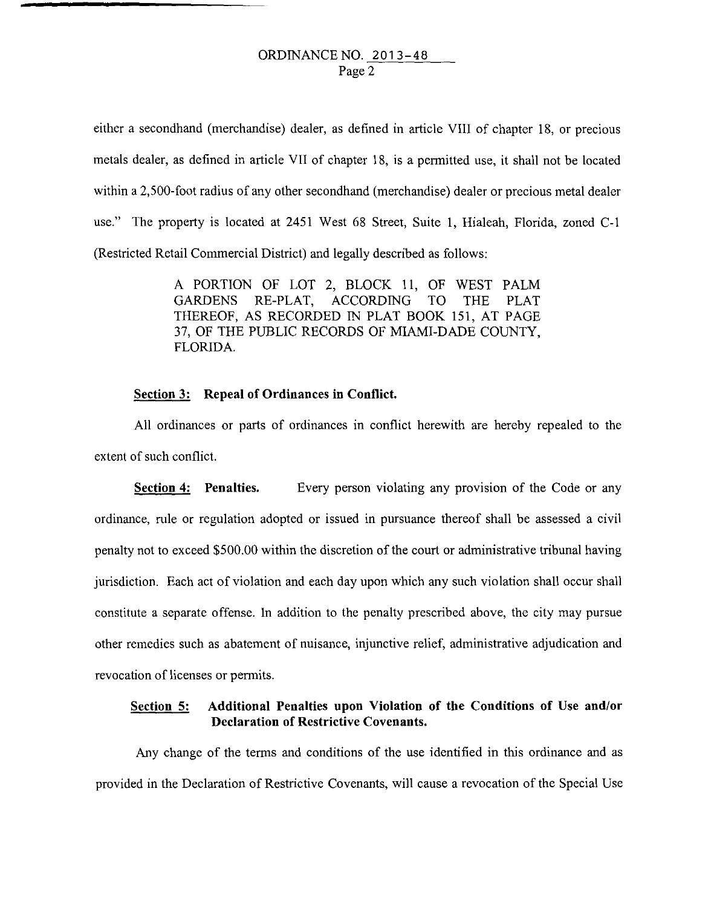either a secondhand (merchandise) dealer, as defined in article VIII of chapter 18, or precious metals dealer, as defined in article VII of chapter 18, is a permitted use, it shall not be located within a 2,500-foot radius of any other secondhand (merchandise) dealer or precious metal dealer use." The property is located at 2451 West 68 Street, Suite 1, Hialeah, Florida, zoned C-1 (Restricted Retail Commercial District) and legally described as follows:

> A PORTION OF LOT 2, BLOCK 11, OF WEST PALM GARDENS RE-PLAT, ACCORDING TO THE PLAT THEREOF, AS RECORDED IN PLAT BOOK 151, AT PAGE 37, OF THE PUBLIC RECORDS OF MIAMI-DADE COUNTY, FLORIDA.

**Section 3: Repeal of Ordinances in Conflict.**

All ordinances or parts of ordinances in conflict herewith are hereby repealed to the extent of such conflict.

**Section 4: Penalties.** Every person violating any provision of the Code or any ordinance, rule or regulation adopted or issued in pursuance thereof shall be assessed a civil penalty not to exceed $500.00 within the discretion of the court or administrative tribunal having jurisdiction. Each act of violation and each day upon which any such violation shall occur shall constitute a separate offense. In addition to the penalty prescribed above, the city may pursue other remedies such as abatement of nuisance, injunctive relief, administrative adjudication and revocation of licenses or permits.

**Section 5: Additional Penalties upon Violation of the Conditions of Use and/or Declaration of Restrictive Covenants.**

Any change of the terms and conditions of the use identified in this ordinance and as provided in the Declaration of Restrictive Covenants, will cause a revocation of the Special Use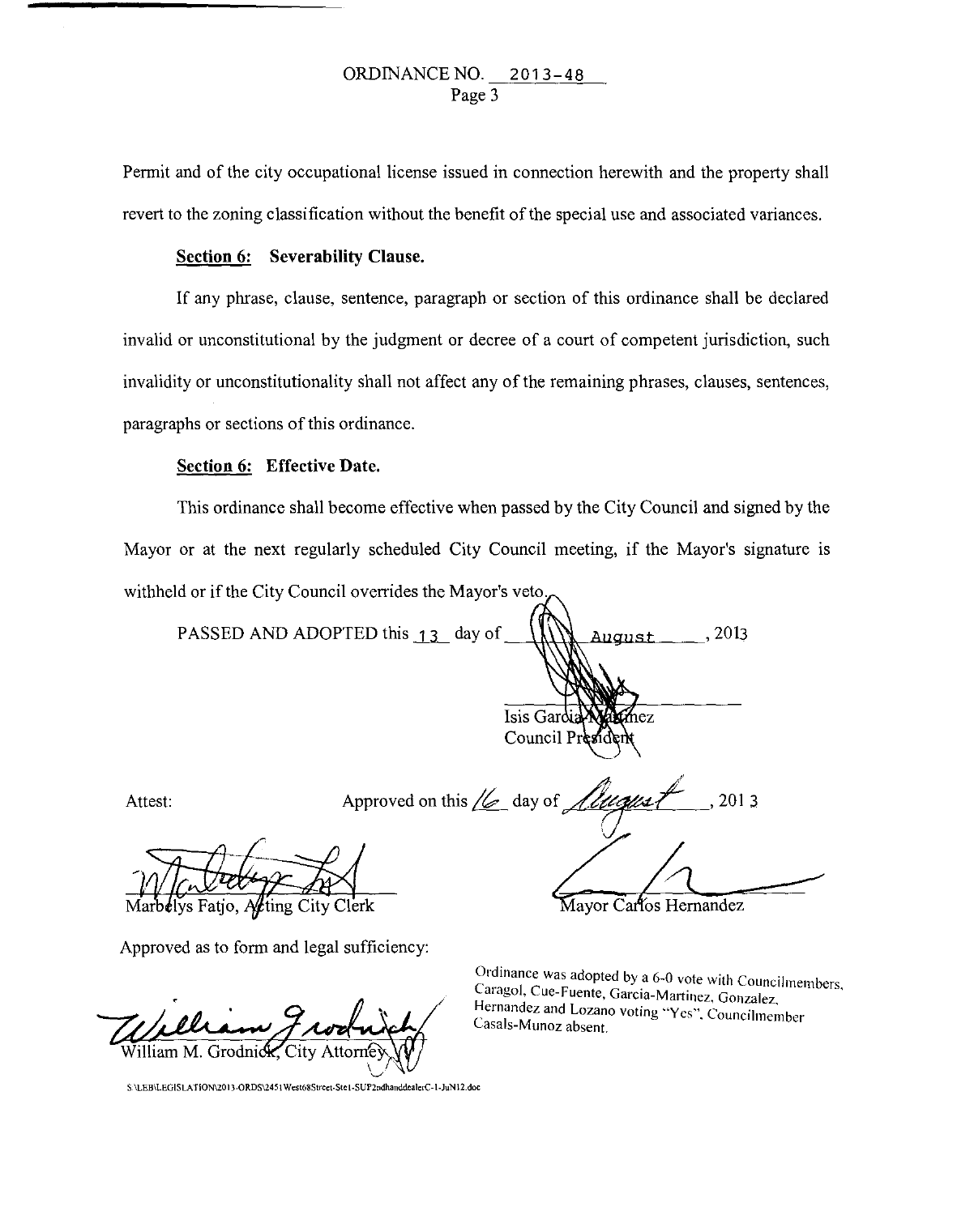ORDINANCE NO. 2013-48
Page 3

Permit and of the city occupational license issued in connection herewith and the property shall revert to the zoning classification without the benefit of the special use and associated variances.

**Section 6: Severability Clause.**

If any phrase, clause, sentence, paragraph or section of this ordinance shall be declared invalid or unconstitutional by the judgment or decree of a court of competent jurisdiction, such invalidity or unconstitutionality shall not affect any of the remaining phrases, clauses, sentences, paragraphs or sections of this ordinance.

**Section 6: Effective Date.**

This ordinance shall become effective when passed by the City Council and signed by the Mayor or at the next regularly scheduled City Council meeting, if the Mayor's signature is withheld or if the City Council overrides the Mayor's veto.

PASSED AND ADOPTED this 13 day of August, 2013

Isis Garcia-Martinez
Council President

Attest:

Approved on this 16 day of August, 2013

Marbelys Fatjo, Acting City Clerk

Mayor Carlos Hernandez

Approved as to form and legal sufficiency:

William M. Grodnick, City Attorney

Ordinance was adopted by a 6-0 vote with Councilmembers, Caragol, Cue-Fuente, Garcia-Martinez, Gonzalez, Hernandez and Lozano voting "Yes", Councilmember Casals-Munoz absent.

S:\LEB\LEGISLATION\2013-ORDS\2451West68Street-Ste1-SUP2ndhanddealerC-1-JuN12.doc